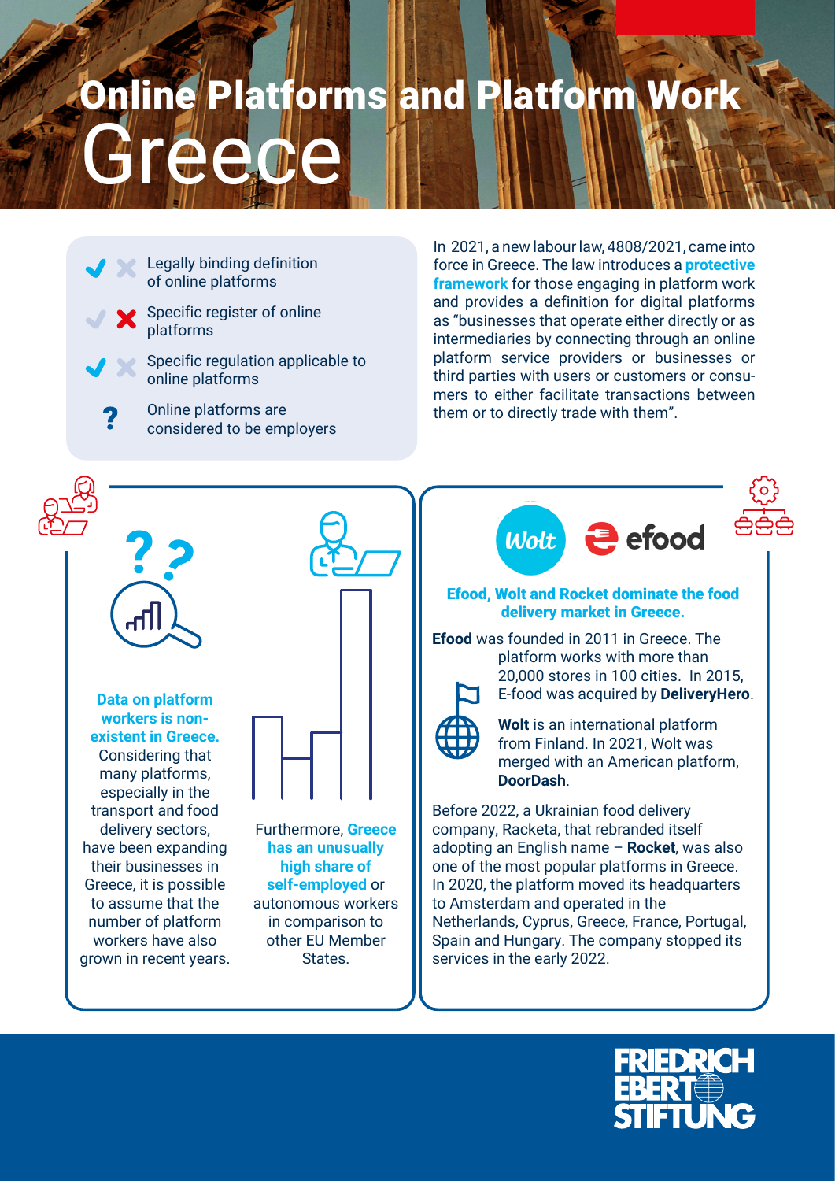# Online Platforms and Platform Work

# Greece

- ✔ Legally binding definition of online platforms
- ✘ Specific register of online platforms
- ✔ Specific regulation applicable to online platforms
- ? Online platforms are considered to be employers

In 2021, a new labour law, 4808/2021, came into force in Greece. The law introduces a **protective framework** for those engaging in platform work and provides a definition for digital platforms as "businesses that operate either directly or as intermediaries by connecting through an online platform service providers or businesses or third parties with users or customers or consumers to either facilitate transactions between them or to directly trade with them".

**Data on platform workers is non-existent in Greece.** Considering that many platforms, especially in the transport and food delivery sectors, have been expanding their businesses in Greece, it is possible to assume that the number of platform workers have also grown in recent years.

Furthermore, **Greece has an unusually high share of self-employed** or autonomous workers in comparison to other EU Member States.

**Efood, Wolt and Rocket dominate the food delivery market in Greece.**

**Efood** was founded in 2011 in Greece. The platform works with more than 20,000 stores in 100 cities. In 2015, E-food was acquired by **DeliveryHero**.

**Wolt** is an international platform from Finland. In 2021, Wolt was merged with an American platform, **DoorDash**.

Before 2022, a Ukrainian food delivery company, Racketa, that rebranded itself adopting an English name – **Rocket**, was also one of the most popular platforms in Greece. In 2020, the platform moved its headquarters to Amsterdam and operated in the Netherlands, Cyprus, Greece, France, Portugal, Spain and Hungary. The company stopped its services in the early 2022.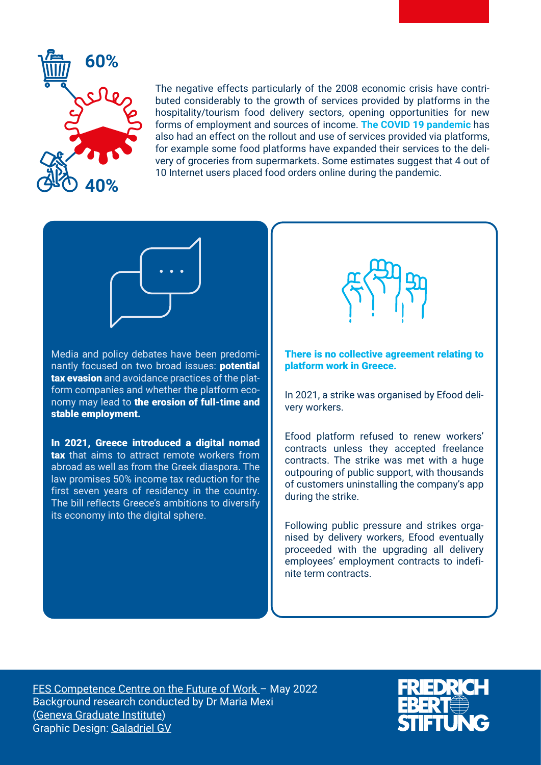60%

40%

The negative effects particularly of the 2008 economic crisis have contributed considerably to the growth of services provided by platforms in the hospitality/tourism food delivery sectors, opening opportunities for new forms of employment and sources of income. **The COVID 19 pandemic** has also had an effect on the rollout and use of services provided via platforms, for example some food platforms have expanded their services to the delivery of groceries from supermarkets. Some estimates suggest that 4 out of 10 Internet users placed food orders online during the pandemic.

Media and policy debates have been predominantly focused on two broad issues: **potential tax evasion** and avoidance practices of the platform companies and whether the platform economy may lead to **the erosion of full-time and stable employment.**

**In 2021, Greece introduced a digital nomad tax** that aims to attract remote workers from abroad as well as from the Greek diaspora. The law promises 50% income tax reduction for the first seven years of residency in the country. The bill reflects Greece's ambitions to diversify its economy into the digital sphere.

**There is no collective agreement relating to platform work in Greece.**

In 2021, a strike was organised by Efood delivery workers.

Efood platform refused to renew workers' contracts unless they accepted freelance contracts. The strike was met with a huge outpouring of public support, with thousands of customers uninstalling the company's app during the strike.

Following public pressure and strikes organised by delivery workers, Efood eventually proceeded with the upgrading all delivery employees' employment contracts to indefinite term contracts.

FES Competence Centre on the Future of Work – May 2022
Background research conducted by Dr Maria Mexi
(Geneva Graduate Institute)
Graphic Design: Galadriel GV

FRIEDRICH EBERT STIFTUNG